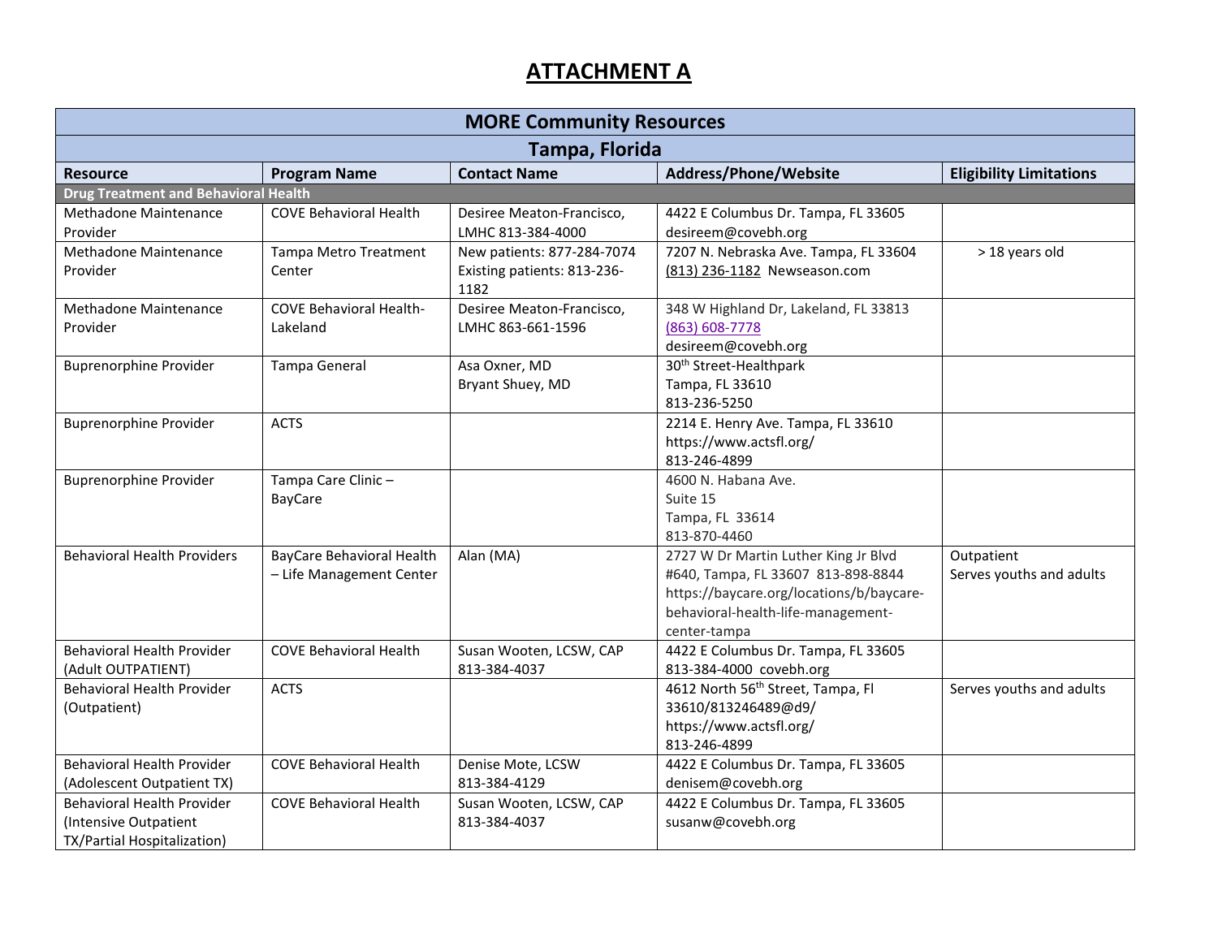# ATTACHMENT A

| MORE Community Resources | | | | |
|---|---|---|---|---|
| **Tampa, Florida** | | | | |
| **Resource** | **Program Name** | **Contact Name** | **Address/Phone/Website** | **Eligibility Limitations** |
| **Drug Treatment and Behavioral Health** | | | | |
| Methadone Maintenance Provider | COVE Behavioral Health | Desiree Meaton-Francisco, LMHC 813-384-4000 | 4422 E Columbus Dr. Tampa, FL 33605 desireem@covebh.org | |
| Methadone Maintenance Provider | Tampa Metro Treatment Center | New patients: 877-284-7074 Existing patients: 813-236-1182 | 7207 N. Nebraska Ave. Tampa, FL 33604 (813) 236-1182 Newseason.com | > 18 years old |
| Methadone Maintenance Provider | COVE Behavioral Health-Lakeland | Desiree Meaton-Francisco, LMHC 863-661-1596 | 348 W Highland Dr, Lakeland, FL 33813 (863) 608-7778 desireem@covebh.org | |
| Buprenorphine Provider | Tampa General | Asa Oxner, MD Bryant Shuey, MD | 30th Street-Healthpark Tampa, FL 33610 813-236-5250 | |
| Buprenorphine Provider | ACTS | | 2214 E. Henry Ave. Tampa, FL 33610 https://www.actsfl.org/ 813-246-4899 | |
| Buprenorphine Provider | Tampa Care Clinic – BayCare | | 4600 N. Habana Ave. Suite 15 Tampa, FL 33614 813-870-4460 | |
| Behavioral Health Providers | BayCare Behavioral Health – Life Management Center | Alan (MA) | 2727 W Dr Martin Luther King Jr Blvd #640, Tampa, FL 33607 813-898-8844 https://baycare.org/locations/b/baycare-behavioral-health-life-management-center-tampa | Outpatient Serves youths and adults |
| Behavioral Health Provider (Adult OUTPATIENT) | COVE Behavioral Health | Susan Wooten, LCSW, CAP 813-384-4037 | 4422 E Columbus Dr. Tampa, FL 33605 813-384-4000 covebh.org | |
| Behavioral Health Provider (Outpatient) | ACTS | | 4612 North 56th Street, Tampa, Fl 33610/813246489@d9/ https://www.actsfl.org/ 813-246-4899 | Serves youths and adults |
| Behavioral Health Provider (Adolescent Outpatient TX) | COVE Behavioral Health | Denise Mote, LCSW 813-384-4129 | 4422 E Columbus Dr. Tampa, FL 33605 denisem@covebh.org | |
| Behavioral Health Provider (Intensive Outpatient TX/Partial Hospitalization) | COVE Behavioral Health | Susan Wooten, LCSW, CAP 813-384-4037 | 4422 E Columbus Dr. Tampa, FL 33605 susanw@covebh.org | |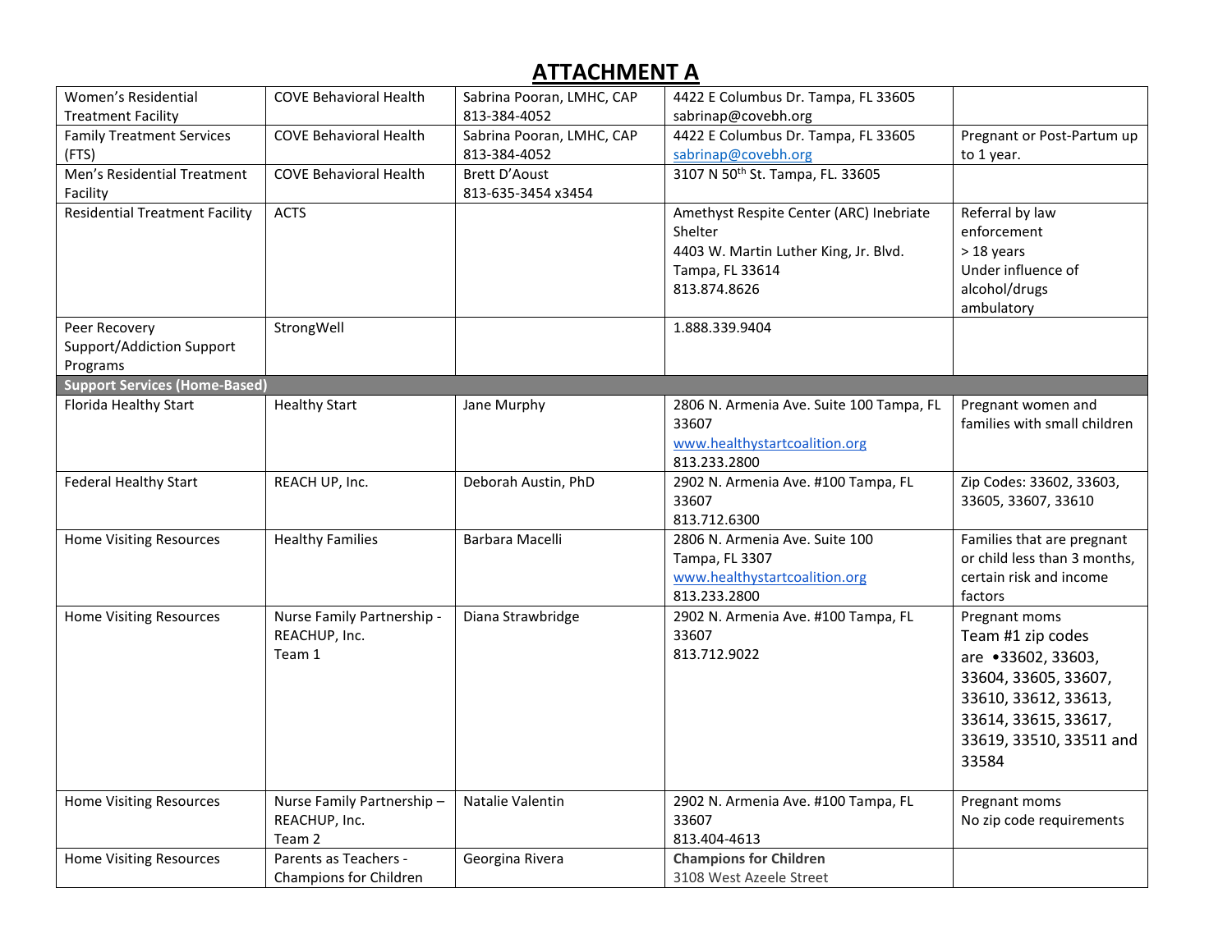# ATTACHMENT A

| | | | | |
|---|---|---|---|---|
| Women's Residential Treatment Facility | COVE Behavioral Health | Sabrina Pooran, LMHC, CAP<br>813-384-4052 | 4422 E Columbus Dr. Tampa, FL 33605<br>sabrinap@covebh.org | |
| Family Treatment Services (FTS) | COVE Behavioral Health | Sabrina Pooran, LMHC, CAP<br>813-384-4052 | 4422 E Columbus Dr. Tampa, FL 33605<br>sabrinap@covebh.org | Pregnant or Post-Partum up to 1 year. |
| Men's Residential Treatment Facility | COVE Behavioral Health | Brett D'Aoust<br>813-635-3454 x3454 | 3107 N 50th St. Tampa, FL. 33605 | |
| Residential Treatment Facility | ACTS | | Amethyst Respite Center (ARC) Inebriate Shelter<br>4403 W. Martin Luther King, Jr. Blvd. Tampa, FL 33614<br>813.874.8626 | Referral by law enforcement<br>> 18 years<br>Under influence of alcohol/drugs<br>ambulatory |
| Peer Recovery Support/Addiction Support Programs | StrongWell | | 1.888.339.9404 | |
| **Support Services (Home-Based)** | | | | |
| Florida Healthy Start | Healthy Start | Jane Murphy | 2806 N. Armenia Ave. Suite 100 Tampa, FL 33607<br>www.healthystartcoalition.org<br>813.233.2800 | Pregnant women and families with small children |
| Federal Healthy Start | REACH UP, Inc. | Deborah Austin, PhD | 2902 N. Armenia Ave. #100 Tampa, FL 33607<br>813.712.6300 | Zip Codes: 33602, 33603, 33605, 33607, 33610 |
| Home Visiting Resources | Healthy Families | Barbara Macelli | 2806 N. Armenia Ave. Suite 100 Tampa, FL 3307<br>www.healthystartcoalition.org<br>813.233.2800 | Families that are pregnant or child less than 3 months, certain risk and income factors |
| Home Visiting Resources | Nurse Family Partnership - REACHUP, Inc.<br>Team 1 | Diana Strawbridge | 2902 N. Armenia Ave. #100 Tampa, FL 33607<br>813.712.9022 | Pregnant moms<br>Team #1 zip codes are •33602, 33603, 33604, 33605, 33607, 33610, 33612, 33613, 33614, 33615, 33617, 33619, 33510, 33511 and 33584 |
| Home Visiting Resources | Nurse Family Partnership – REACHUP, Inc.<br>Team 2 | Natalie Valentin | 2902 N. Armenia Ave. #100 Tampa, FL 33607<br>813.404-4613 | Pregnant moms<br>No zip code requirements |
| Home Visiting Resources | Parents as Teachers - Champions for Children | Georgina Rivera | **Champions for Children**<br>3108 West Azeele Street | |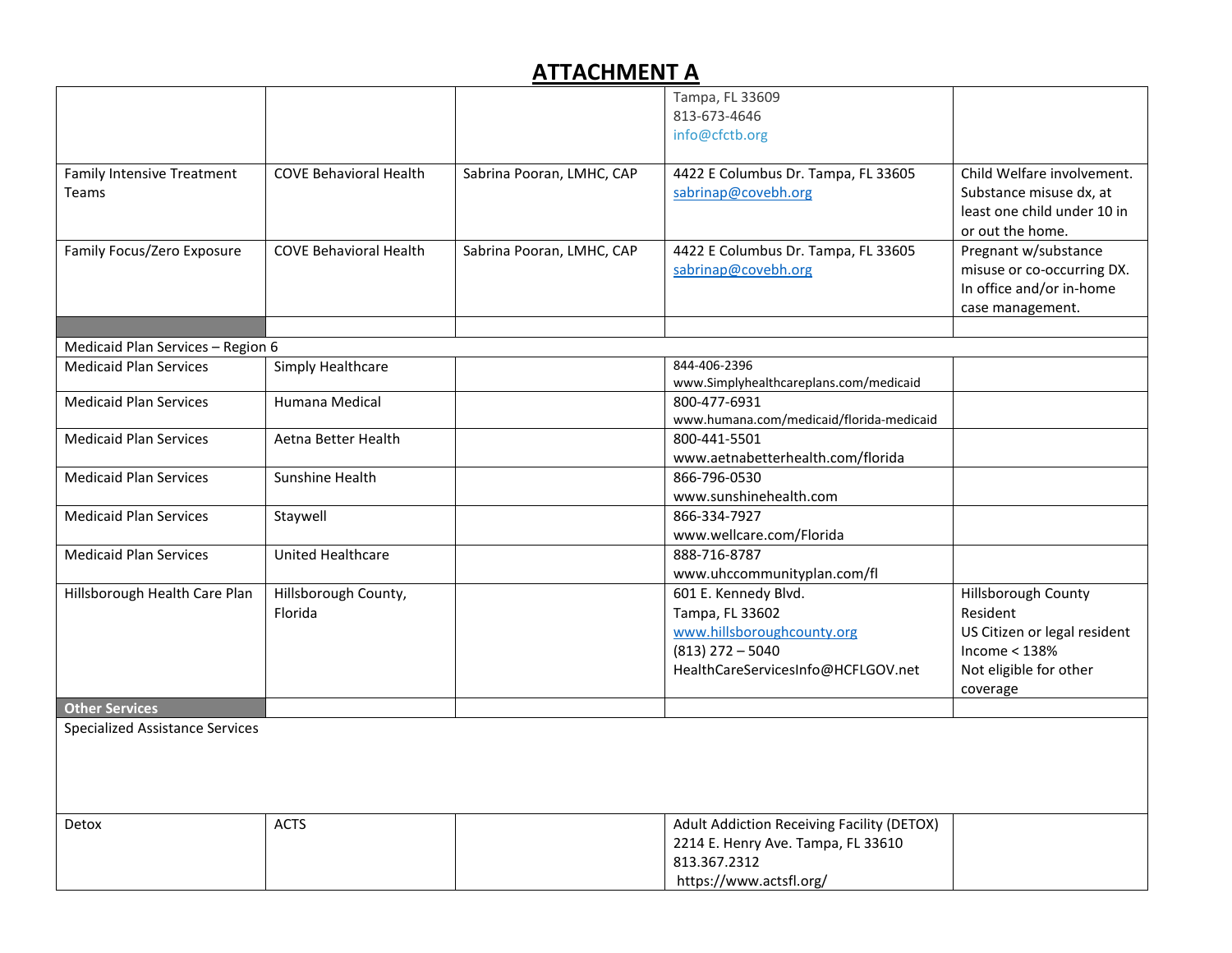# ATTACHMENT A

| | | | | |
|---|---|---|---|---|
| | | | Tampa, FL 33609<br>813-673-4646<br>info@cfctb.org | |
| Family Intensive Treatment Teams | COVE Behavioral Health | Sabrina Pooran, LMHC, CAP | 4422 E Columbus Dr. Tampa, FL 33605<br>sabrinap@covebh.org | Child Welfare involvement. Substance misuse dx, at least one child under 10 in or out the home. |
| Family Focus/Zero Exposure | COVE Behavioral Health | Sabrina Pooran, LMHC, CAP | 4422 E Columbus Dr. Tampa, FL 33605<br>sabrinap@covebh.org | Pregnant w/substance misuse or co-occurring DX. In office and/or in-home case management. |
| | | | | |
| Medicaid Plan Services – Region 6 | | | | |
| Medicaid Plan Services | Simply Healthcare | | 844-406-2396<br>www.Simplyhealthcareplans.com/medicaid | |
| Medicaid Plan Services | Humana Medical | | 800-477-6931<br>www.humana.com/medicaid/florida-medicaid | |
| Medicaid Plan Services | Aetna Better Health | | 800-441-5501<br>www.aetnabetterhealth.com/florida | |
| Medicaid Plan Services | Sunshine Health | | 866-796-0530<br>www.sunshinehealth.com | |
| Medicaid Plan Services | Staywell | | 866-334-7927<br>www.wellcare.com/Florida | |
| Medicaid Plan Services | United Healthcare | | 888-716-8787<br>www.uhccommunityplan.com/fl | |
| Hillsborough Health Care Plan | Hillsborough County, Florida | | 601 E. Kennedy Blvd.<br>Tampa, FL 33602<br>www.hillsboroughcounty.org<br>(813) 272 – 5040<br>HealthCareServicesInfo@HCFLGOV.net | Hillsborough County Resident<br>US Citizen or legal resident<br>Income < 138%<br>Not eligible for other coverage |
| **Other Services** | | | | |
| Specialized Assistance Services | | | | |
| Detox | ACTS | | Adult Addiction Receiving Facility (DETOX)<br>2214 E. Henry Ave. Tampa, FL 33610<br>813.367.2312<br>https://www.actsfl.org/ | |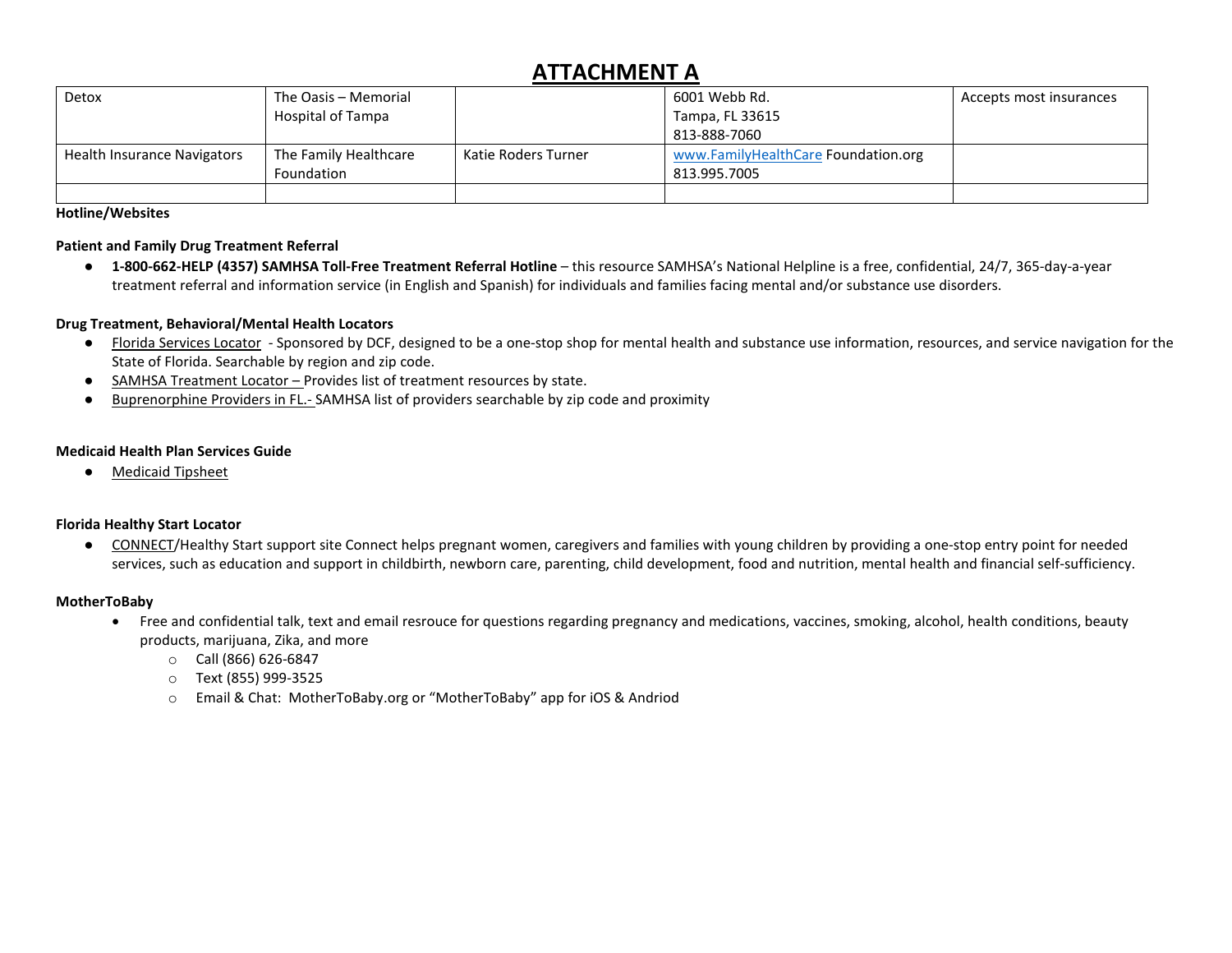# ATTACHMENT A

| | | | | |
|---|---|---|---|---|
| Detox | The Oasis – Memorial Hospital of Tampa | | 6001 Webb Rd.<br>Tampa, FL 33615<br>813-888-7060 | Accepts most insurances |
| Health Insurance Navigators | The Family Healthcare Foundation | Katie Roders Turner | www.FamilyHealthCare Foundation.org<br>813.995.7005 | |
| | | | | |

**Hotline/Websites**

**Patient and Family Drug Treatment Referral**

- **1-800-662-HELP (4357) SAMHSA Toll-Free Treatment Referral Hotline** – this resource SAMHSA's National Helpline is a free, confidential, 24/7, 365-day-a-year treatment referral and information service (in English and Spanish) for individuals and families facing mental and/or substance use disorders.

**Drug Treatment, Behavioral/Mental Health Locators**

- Florida Services Locator - Sponsored by DCF, designed to be a one-stop shop for mental health and substance use information, resources, and service navigation for the State of Florida. Searchable by region and zip code.
- SAMHSA Treatment Locator – Provides list of treatment resources by state.
- Buprenorphine Providers in FL.- SAMHSA list of providers searchable by zip code and proximity

**Medicaid Health Plan Services Guide**

- Medicaid Tipsheet

**Florida Healthy Start Locator**

- CONNECT/Healthy Start support site Connect helps pregnant women, caregivers and families with young children by providing a one-stop entry point for needed services, such as education and support in childbirth, newborn care, parenting, child development, food and nutrition, mental health and financial self-sufficiency.

**MotherToBaby**

- Free and confidential talk, text and email resrouce for questions regarding pregnancy and medications, vaccines, smoking, alcohol, health conditions, beauty products, marijuana, Zika, and more
  - Call (866) 626-6847
  - Text (855) 999-3525
  - Email & Chat: MotherToBaby.org or "MotherToBaby" app for iOS & Andriod